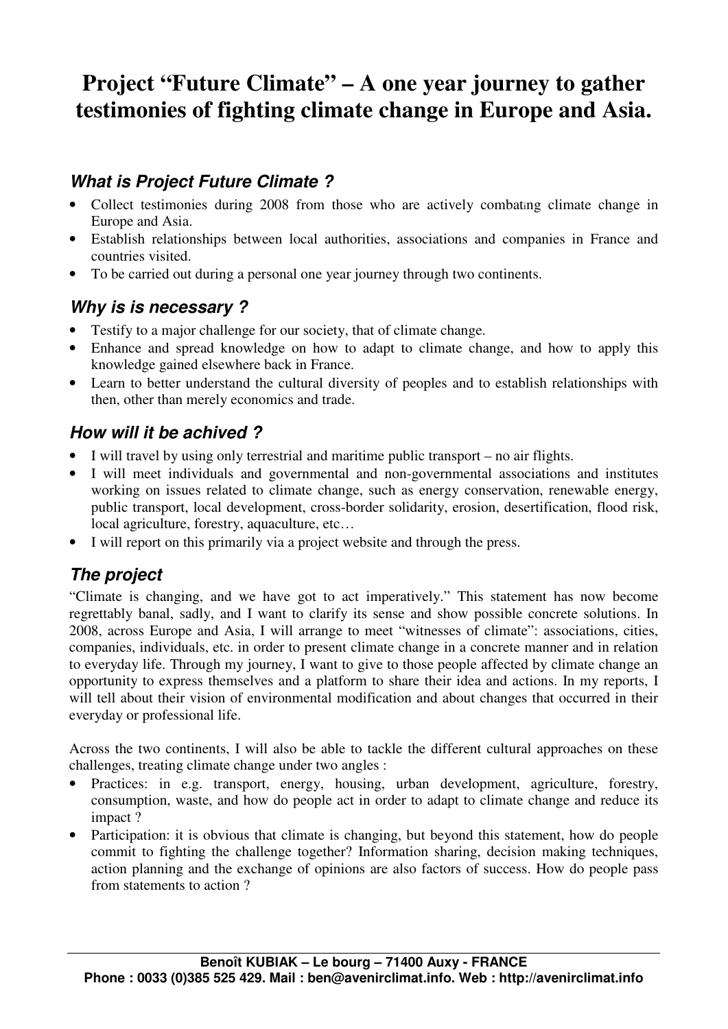# Project "Future Climate" – A one year journey to gather testimonies of fighting climate change in Europe and Asia.

## *What is Project Future Climate ?*

- Collect testimonies during 2008 from those who are actively combating climate change in Europe and Asia.
- Establish relationships between local authorities, associations and companies in France and countries visited.
- To be carried out during a personal one year journey through two continents.

## *Why is is necessary ?*

- Testify to a major challenge for our society, that of climate change.
- Enhance and spread knowledge on how to adapt to climate change, and how to apply this knowledge gained elsewhere back in France.
- Learn to better understand the cultural diversity of peoples and to establish relationships with then, other than merely economics and trade.

## *How will it be achived ?*

- I will travel by using only terrestrial and maritime public transport – no air flights.
- I will meet individuals and governmental and non-governmental associations and institutes working on issues related to climate change, such as energy conservation, renewable energy, public transport, local development, cross-border solidarity, erosion, desertification, flood risk, local agriculture, forestry, aquaculture, etc…
- I will report on this primarily via a project website and through the press.

## *The project*

"Climate is changing, and we have got to act imperatively." This statement has now become regrettably banal, sadly, and I want to clarify its sense and show possible concrete solutions. In 2008, across Europe and Asia, I will arrange to meet "witnesses of climate": associations, cities, companies, individuals, etc. in order to present climate change in a concrete manner and in relation to everyday life. Through my journey, I want to give to those people affected by climate change an opportunity to express themselves and a platform to share their idea and actions. In my reports, I will tell about their vision of environmental modification and about changes that occurred in their everyday or professional life.

Across the two continents, I will also be able to tackle the different cultural approaches on these challenges, treating climate change under two angles :

- Practices: in e.g. transport, energy, housing, urban development, agriculture, forestry, consumption, waste, and how do people act in order to adapt to climate change and reduce its impact ?
- Participation: it is obvious that climate is changing, but beyond this statement, how do people commit to fighting the challenge together? Information sharing, decision making techniques, action planning and the exchange of opinions are also factors of success. How do people pass from statements to action ?

**Benoît KUBIAK – Le bourg – 71400 Auxy - FRANCE**
**Phone : 0033 (0)385 525 429. Mail : ben@avenirclimat.info. Web : http://avenirclimat.info**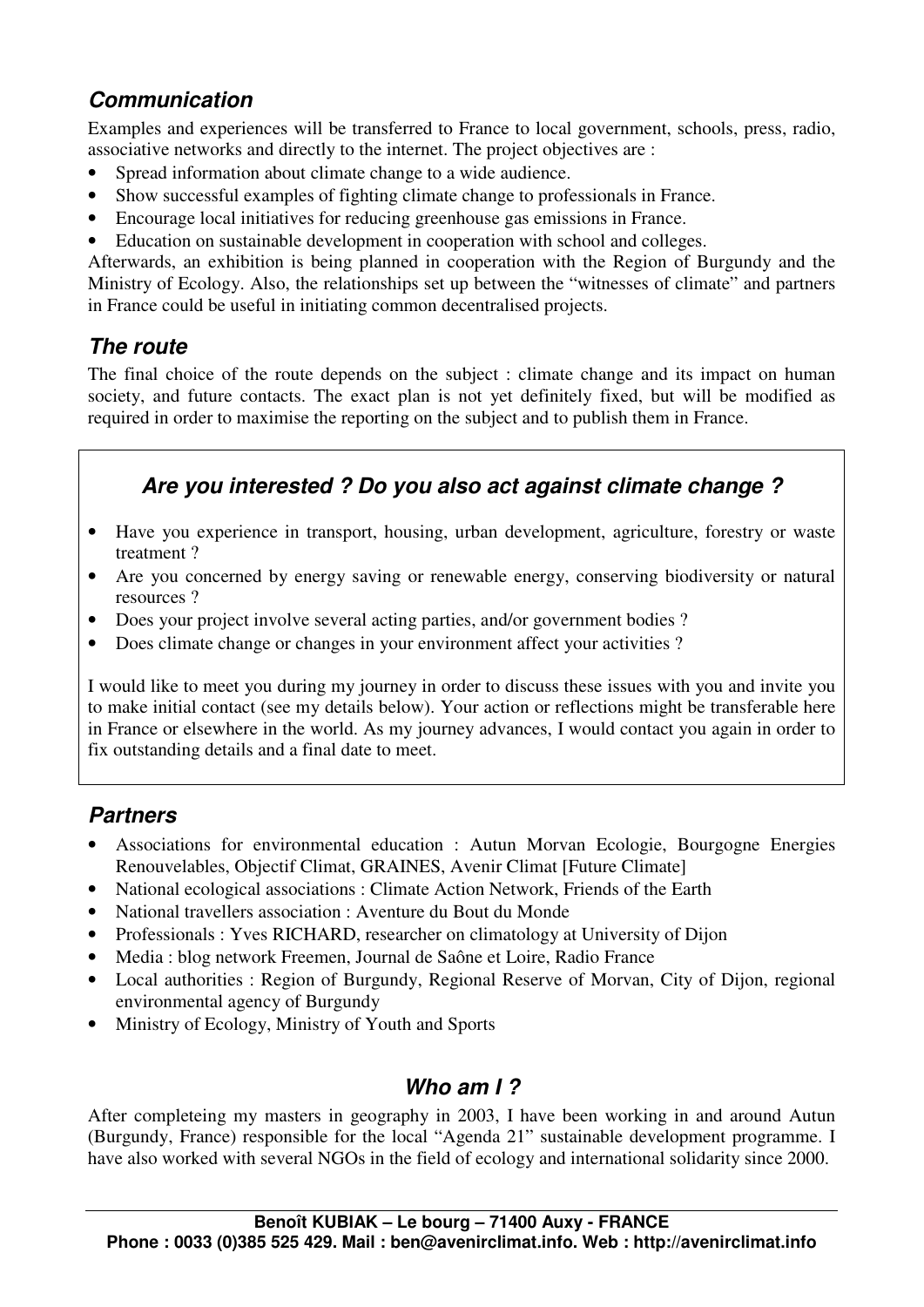## *Communication*

Examples and experiences will be transferred to France to local government, schools, press, radio, associative networks and directly to the internet. The project objectives are :

- Spread information about climate change to a wide audience.
- Show successful examples of fighting climate change to professionals in France.
- Encourage local initiatives for reducing greenhouse gas emissions in France.
- Education on sustainable development in cooperation with school and colleges.

Afterwards, an exhibition is being planned in cooperation with the Region of Burgundy and the Ministry of Ecology. Also, the relationships set up between the "witnesses of climate" and partners in France could be useful in initiating common decentralised projects.

## *The route*

The final choice of the route depends on the subject : climate change and its impact on human society, and future contacts. The exact plan is not yet definitely fixed, but will be modified as required in order to maximise the reporting on the subject and to publish them in France.

### *Are you interested ? Do you also act against climate change ?*

- Have you experience in transport, housing, urban development, agriculture, forestry or waste treatment ?
- Are you concerned by energy saving or renewable energy, conserving biodiversity or natural resources ?
- Does your project involve several acting parties, and/or government bodies ?
- Does climate change or changes in your environment affect your activities ?

I would like to meet you during my journey in order to discuss these issues with you and invite you to make initial contact (see my details below). Your action or reflections might be transferable here in France or elsewhere in the world. As my journey advances, I would contact you again in order to fix outstanding details and a final date to meet.

## *Partners*

- Associations for environmental education : Autun Morvan Ecologie, Bourgogne Energies Renouvelables, Objectif Climat, GRAINES, Avenir Climat [Future Climate]
- National ecological associations : Climate Action Network, Friends of the Earth
- National travellers association : Aventure du Bout du Monde
- Professionals : Yves RICHARD, researcher on climatology at University of Dijon
- Media : blog network Freemen, Journal de Saône et Loire, Radio France
- Local authorities : Region of Burgundy, Regional Reserve of Morvan, City of Dijon, regional environmental agency of Burgundy
- Ministry of Ecology, Ministry of Youth and Sports

## *Who am I ?*

After completeing my masters in geography in 2003, I have been working in and around Autun (Burgundy, France) responsible for the local "Agenda 21" sustainable development programme. I have also worked with several NGOs in the field of ecology and international solidarity since 2000.

**Benoît KUBIAK – Le bourg – 71400 Auxy - FRANCE**
**Phone : 0033 (0)385 525 429. Mail : ben@avenirclimat.info. Web : http://avenirclimat.info**